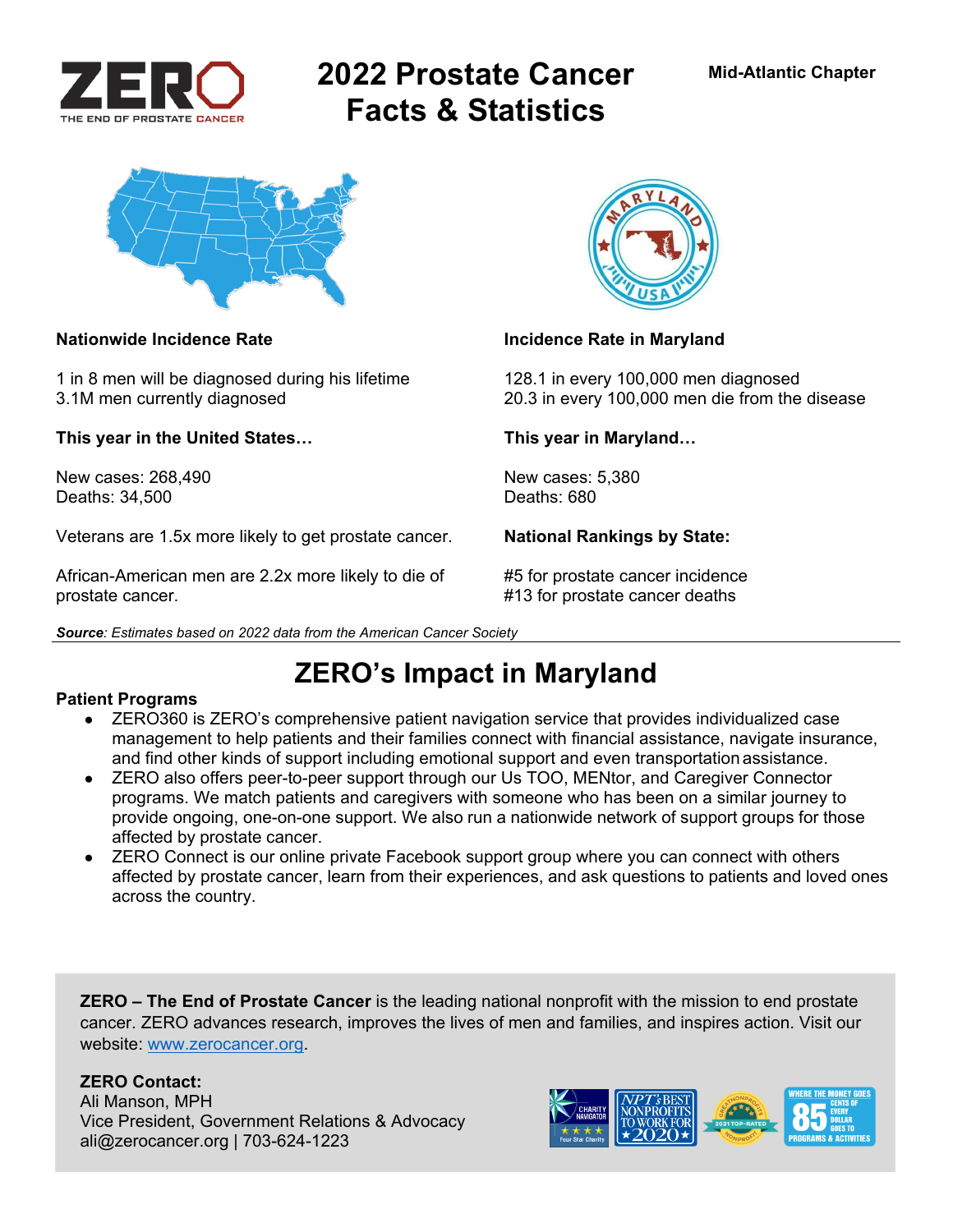ZERO – THE END OF PROSTATE CANCER

Mid-Atlantic Chapter

# 2022 Prostate Cancer Facts & Statistics

**Nationwide Incidence Rate**

1 in 8 men will be diagnosed during his lifetime
3.1M men currently diagnosed

**This year in the United States…**

New cases: 268,490
Deaths: 34,500

Veterans are 1.5x more likely to get prostate cancer.

African-American men are 2.2x more likely to die of prostate cancer.

**Incidence Rate in Maryland**

128.1 in every 100,000 men diagnosed
20.3 in every 100,000 men die from the disease

**This year in Maryland…**

New cases: 5,380
Deaths: 680

**National Rankings by State:**

#5 for prostate cancer incidence
#13 for prostate cancer deaths

***Source**: Estimates based on 2022 data from the American Cancer Society*

## ZERO's Impact in Maryland

**Patient Programs**

- ZERO360 is ZERO's comprehensive patient navigation service that provides individualized case management to help patients and their families connect with financial assistance, navigate insurance, and find other kinds of support including emotional support and even transportation assistance.
- ZERO also offers peer-to-peer support through our Us TOO, MENtor, and Caregiver Connector programs. We match patients and caregivers with someone who has been on a similar journey to provide ongoing, one-on-one support. We also run a nationwide network of support groups for those affected by prostate cancer.
- ZERO Connect is our online private Facebook support group where you can connect with others affected by prostate cancer, learn from their experiences, and ask questions to patients and loved ones across the country.

**ZERO – The End of Prostate Cancer** is the leading national nonprofit with the mission to end prostate cancer. ZERO advances research, improves the lives of men and families, and inspires action. Visit our website: www.zerocancer.org.

**ZERO Contact:**
Ali Manson, MPH
Vice President, Government Relations & Advocacy
ali@zerocancer.org | 703-624-1223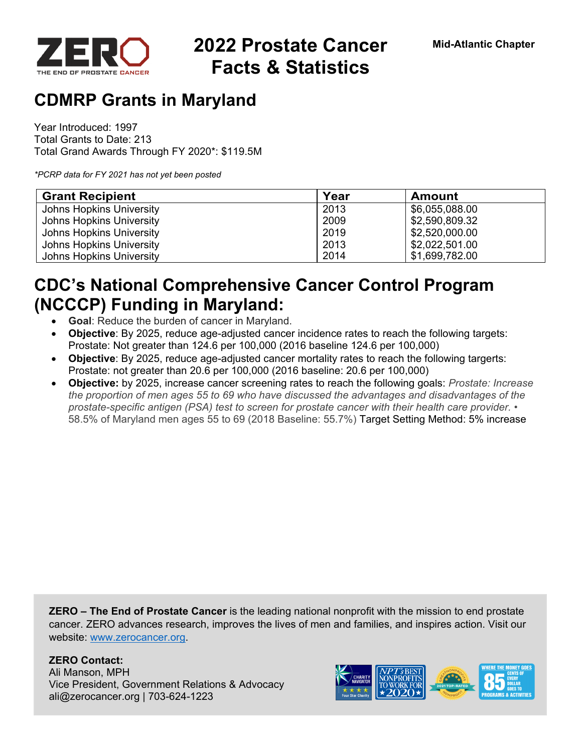# 2022 Prostate Cancer Facts & Statistics

Mid-Atlantic Chapter

## CDMRP Grants in Maryland

Year Introduced: 1997
Total Grants to Date: 213
Total Grand Awards Through FY 2020*: $119.5M

*\*PCRP data for FY 2021 has not yet been posted*

| Grant Recipient | Year | Amount |
|---|---|---|
| Johns Hopkins University | 2013 | $6,055,088.00 |
| Johns Hopkins University | 2009 | $2,590,809.32 |
| Johns Hopkins University | 2019 | $2,520,000.00 |
| Johns Hopkins University | 2013 | $2,022,501.00 |
| Johns Hopkins University | 2014 | $1,699,782.00 |

## CDC's National Comprehensive Cancer Control Program (NCCCP) Funding in Maryland:

- **Goal**: Reduce the burden of cancer in Maryland.
- **Objective**: By 2025, reduce age-adjusted cancer incidence rates to reach the following targets: Prostate: Not greater than 124.6 per 100,000 (2016 baseline 124.6 per 100,000)
- **Objective**: By 2025, reduce age-adjusted cancer mortality rates to reach the following targerts: Prostate: not greater than 20.6 per 100,000 (2016 baseline: 20.6 per 100,000)
- **Objective:** by 2025, increase cancer screening rates to reach the following goals: *Prostate: Increase the proportion of men ages 55 to 69 who have discussed the advantages and disadvantages of the prostate-specific antigen (PSA) test to screen for prostate cancer with their health care provider. •* 58.5% of Maryland men ages 55 to 69 (2018 Baseline: 55.7%) Target Setting Method: 5% increase

**ZERO – The End of Prostate Cancer** is the leading national nonprofit with the mission to end prostate cancer. ZERO advances research, improves the lives of men and families, and inspires action. Visit our website: [www.zerocancer.org](http://www.zerocancer.org).

**ZERO Contact:**
Ali Manson, MPH
Vice President, Government Relations & Advocacy
ali@zerocancer.org | 703-624-1223